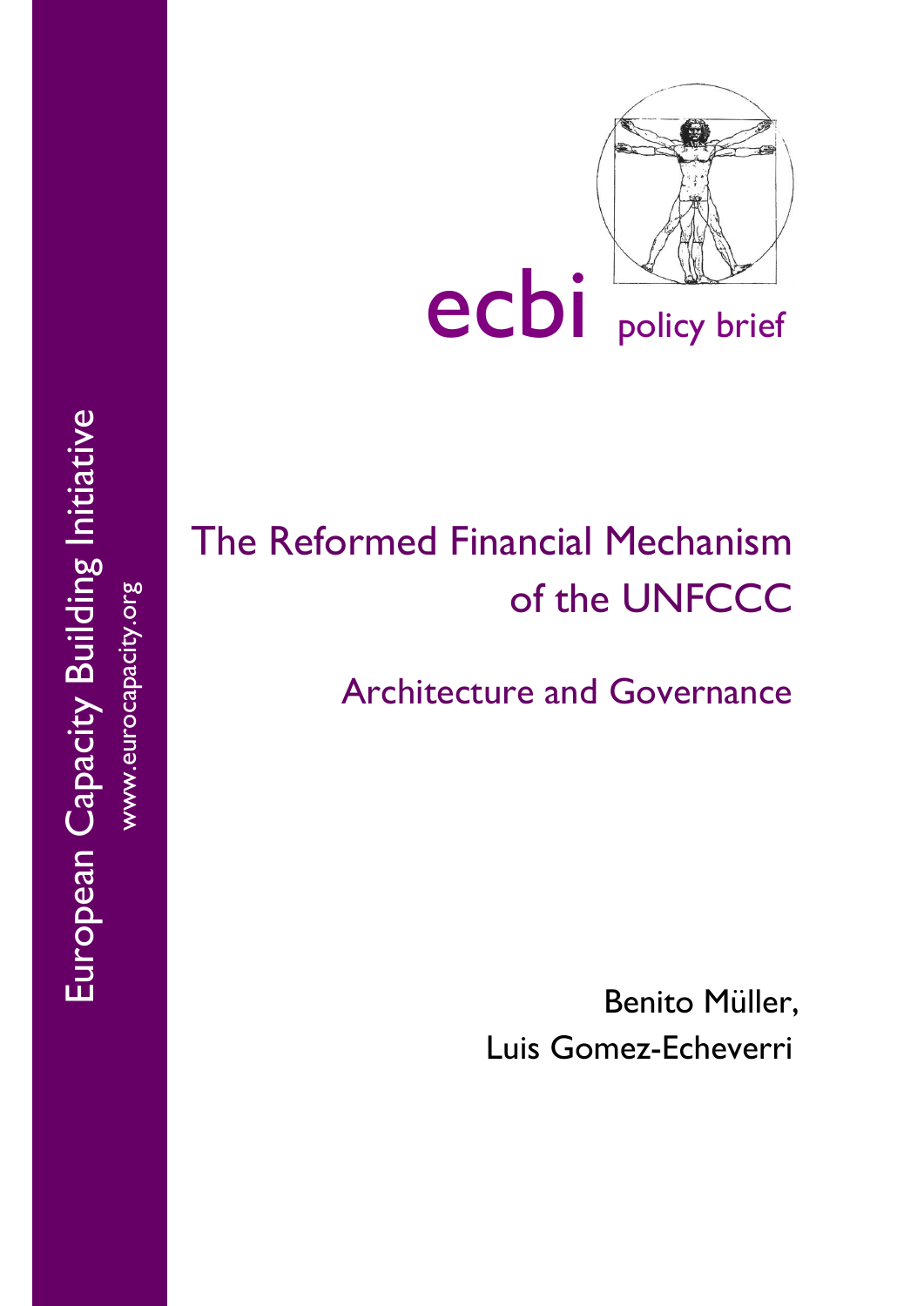European Capacity Building Initiative

www.eurocapacity.org

ecbi policy brief

# The Reformed Financial Mechanism of the UNFCCC

## Architecture and Governance

Benito Müller,
Luis Gomez-Echeverri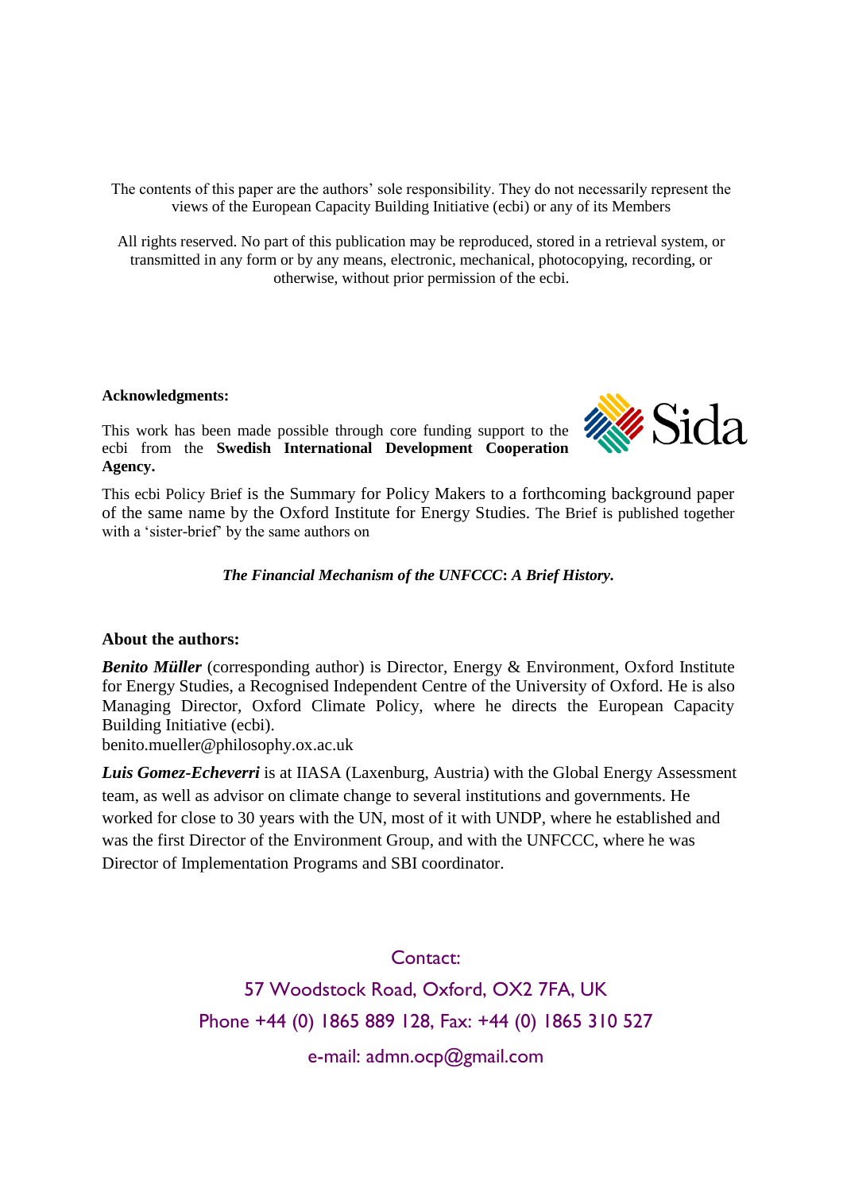The contents of this paper are the authors' sole responsibility. They do not necessarily represent the views of the European Capacity Building Initiative (ecbi) or any of its Members

All rights reserved. No part of this publication may be reproduced, stored in a retrieval system, or transmitted in any form or by any means, electronic, mechanical, photocopying, recording, or otherwise, without prior permission of the ecbi.

**Acknowledgments:**

This work has been made possible through core funding support to the ecbi from the **Swedish International Development Cooperation Agency.**

This ecbi Policy Brief is the Summary for Policy Makers to a forthcoming background paper of the same name by the Oxford Institute for Energy Studies. The Brief is published together with a 'sister-brief' by the same authors on

***The Financial Mechanism of the UNFCCC: A Brief History.***

**About the authors:**

***Benito Müller*** (corresponding author) is Director, Energy & Environment, Oxford Institute for Energy Studies, a Recognised Independent Centre of the University of Oxford. He is also Managing Director, Oxford Climate Policy, where he directs the European Capacity Building Initiative (ecbi).
benito.mueller@philosophy.ox.ac.uk

***Luis Gomez-Echeverri*** is at IIASA (Laxenburg, Austria) with the Global Energy Assessment team, as well as advisor on climate change to several institutions and governments. He worked for close to 30 years with the UN, most of it with UNDP, where he established and was the first Director of the Environment Group, and with the UNFCCC, where he was Director of Implementation Programs and SBI coordinator.

Contact:

57 Woodstock Road, Oxford, OX2 7FA, UK

Phone +44 (0) 1865 889 128, Fax: +44 (0) 1865 310 527

e-mail: admn.ocp@gmail.com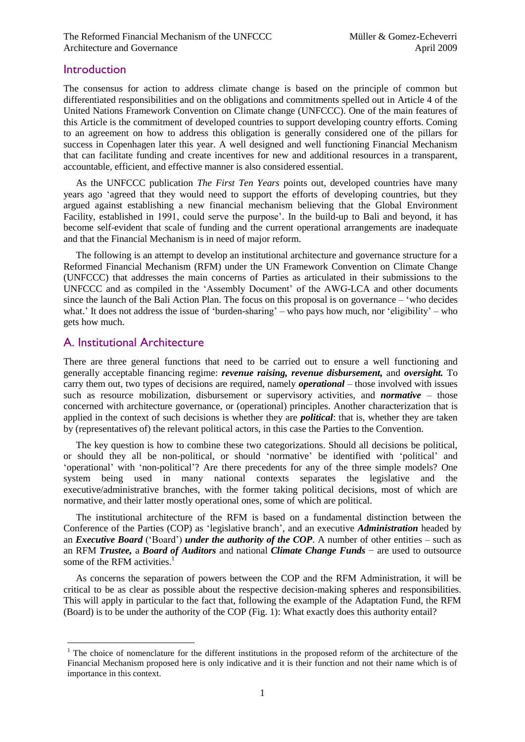## Introduction

The consensus for action to address climate change is based on the principle of common but differentiated responsibilities and on the obligations and commitments spelled out in Article 4 of the United Nations Framework Convention on Climate change (UNFCCC). One of the main features of this Article is the commitment of developed countries to support developing country efforts. Coming to an agreement on how to address this obligation is generally considered one of the pillars for success in Copenhagen later this year. A well designed and well functioning Financial Mechanism that can facilitate funding and create incentives for new and additional resources in a transparent, accountable, efficient, and effective manner is also considered essential.

As the UNFCCC publication *The First Ten Years* points out, developed countries have many years ago 'agreed that they would need to support the efforts of developing countries, but they argued against establishing a new financial mechanism believing that the Global Environment Facility, established in 1991, could serve the purpose'. In the build-up to Bali and beyond, it has become self-evident that scale of funding and the current operational arrangements are inadequate and that the Financial Mechanism is in need of major reform.

The following is an attempt to develop an institutional architecture and governance structure for a Reformed Financial Mechanism (RFM) under the UN Framework Convention on Climate Change (UNFCCC) that addresses the main concerns of Parties as articulated in their submissions to the UNFCCC and as compiled in the 'Assembly Document' of the AWG-LCA and other documents since the launch of the Bali Action Plan. The focus on this proposal is on governance – 'who decides what.' It does not address the issue of 'burden-sharing' – who pays how much, nor 'eligibility' – who gets how much.

## A. Institutional Architecture

There are three general functions that need to be carried out to ensure a well functioning and generally acceptable financing regime: ***revenue raising, revenue disbursement,*** and ***oversight.*** To carry them out, two types of decisions are required, namely ***operational*** – those involved with issues such as resource mobilization, disbursement or supervisory activities, and ***normative*** – those concerned with architecture governance, or (operational) principles. Another characterization that is applied in the context of such decisions is whether they are ***political***: that is, whether they are taken by (representatives of) the relevant political actors, in this case the Parties to the Convention.

The key question is how to combine these two categorizations. Should all decisions be political, or should they all be non-political, or should 'normative' be identified with 'political' and 'operational' with 'non-political'? Are there precedents for any of the three simple models? One system being used in many national contexts separates the legislative and the executive/administrative branches, with the former taking political decisions, most of which are normative, and their latter mostly operational ones, some of which are political.

The institutional architecture of the RFM is based on a fundamental distinction between the Conference of the Parties (COP) as 'legislative branch', and an executive ***Administration*** headed by an ***Executive Board*** ('Board') ***under the authority of the COP***. A number of other entities – such as an RFM ***Trustee,*** a ***Board of Auditors*** and national ***Climate Change Funds*** − are used to outsource some of the RFM activities.[1]

As concerns the separation of powers between the COP and the RFM Administration, it will be critical to be as clear as possible about the respective decision-making spheres and responsibilities. This will apply in particular to the fact that, following the example of the Adaptation Fund, the RFM (Board) is to be under the authority of the COP (Fig. 1): What exactly does this authority entail?

[1] The choice of nomenclature for the different institutions in the proposed reform of the architecture of the Financial Mechanism proposed here is only indicative and it is their function and not their name which is of importance in this context.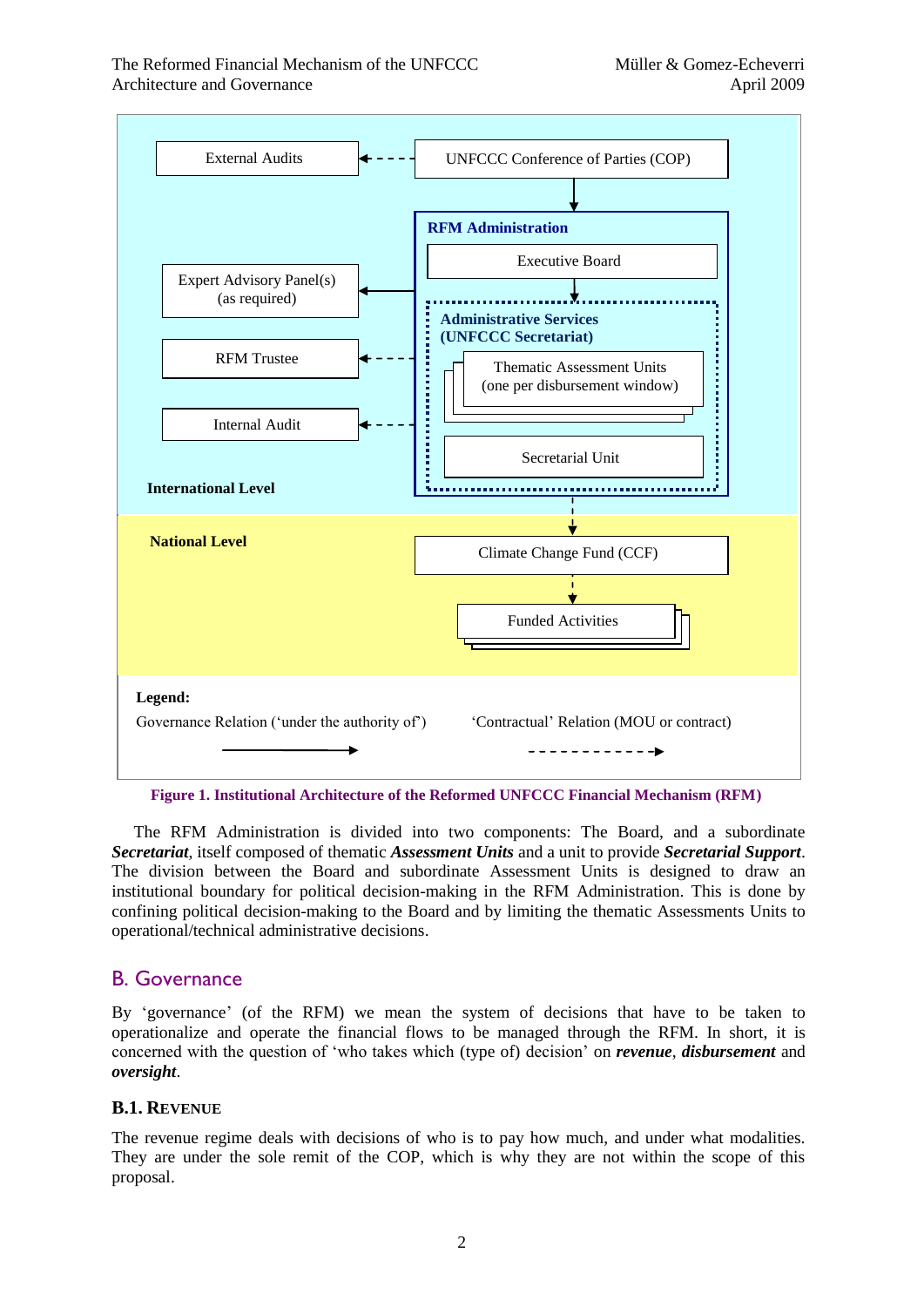External Audits

UNFCCC Conference of Parties (COP)

RFM Administration

Executive Board

Expert Advisory Panel(s) (as required)

Administrative Services (UNFCCC Secretariat)

RFM Trustee

Thematic Assessment Units (one per disbursement window)

Internal Audit

Secretarial Unit

International Level

National Level

Climate Change Fund (CCF)

Funded Activities

Legend:

Governance Relation ('under the authority of')

'Contractual' Relation (MOU or contract)

**Figure 1. Institutional Architecture of the Reformed UNFCCC Financial Mechanism (RFM)**

The RFM Administration is divided into two components: The Board, and a subordinate ***Secretariat***, itself composed of thematic ***Assessment Units*** and a unit to provide ***Secretarial Support***. The division between the Board and subordinate Assessment Units is designed to draw an institutional boundary for political decision-making in the RFM Administration. This is done by confining political decision-making to the Board and by limiting the thematic Assessments Units to operational/technical administrative decisions.

## B. Governance

By 'governance' (of the RFM) we mean the system of decisions that have to be taken to operationalize and operate the financial flows to be managed through the RFM. In short, it is concerned with the question of 'who takes which (type of) decision' on ***revenue***, ***disbursement*** and ***oversight***.

### B.1. Revenue

The revenue regime deals with decisions of who is to pay how much, and under what modalities. They are under the sole remit of the COP, which is why they are not within the scope of this proposal.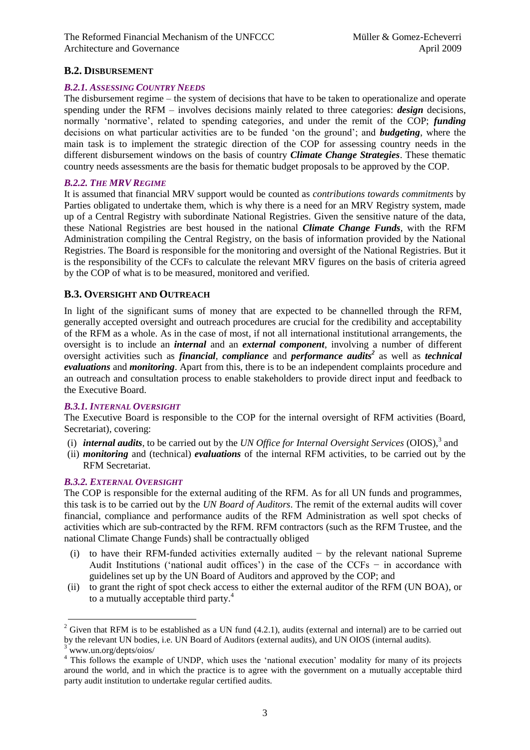## B.2. DISBURSEMENT

### *B.2.1. ASSESSING COUNTRY NEEDS*

The disbursement regime – the system of decisions that have to be taken to operationalize and operate spending under the RFM – involves decisions mainly related to three categories: ***design*** decisions, normally 'normative', related to spending categories, and under the remit of the COP; ***funding*** decisions on what particular activities are to be funded 'on the ground'; and ***budgeting***, where the main task is to implement the strategic direction of the COP for assessing country needs in the different disbursement windows on the basis of country ***Climate Change Strategies***. These thematic country needs assessments are the basis for thematic budget proposals to be approved by the COP.

### *B.2.2. THE MRV REGIME*

It is assumed that financial MRV support would be counted as *contributions towards commitments* by Parties obligated to undertake them, which is why there is a need for an MRV Registry system, made up of a Central Registry with subordinate National Registries. Given the sensitive nature of the data, these National Registries are best housed in the national ***Climate Change Funds***, with the RFM Administration compiling the Central Registry, on the basis of information provided by the National Registries. The Board is responsible for the monitoring and oversight of the National Registries. But it is the responsibility of the CCFs to calculate the relevant MRV figures on the basis of criteria agreed by the COP of what is to be measured, monitored and verified.

## B.3. OVERSIGHT AND OUTREACH

In light of the significant sums of money that are expected to be channelled through the RFM, generally accepted oversight and outreach procedures are crucial for the credibility and acceptability of the RFM as a whole. As in the case of most, if not all international institutional arrangements, the oversight is to include an ***internal*** and an ***external component***, involving a number of different oversight activities such as ***financial***, ***compliance*** and ***performance audits***[2] as well as ***technical evaluations*** and ***monitoring***. Apart from this, there is to be an independent complaints procedure and an outreach and consultation process to enable stakeholders to provide direct input and feedback to the Executive Board.

### *B.3.1. INTERNAL OVERSIGHT*

The Executive Board is responsible to the COP for the internal oversight of RFM activities (Board, Secretariat), covering:

(i) ***internal audits***, to be carried out by the *UN Office for Internal Oversight Services* (OIOS),[3] and
(ii) ***monitoring*** and (technical) ***evaluations*** of the internal RFM activities, to be carried out by the RFM Secretariat.

### *B.3.2. EXTERNAL OVERSIGHT*

The COP is responsible for the external auditing of the RFM. As for all UN funds and programmes, this task is to be carried out by the *UN Board of Auditors*. The remit of the external audits will cover financial, compliance and performance audits of the RFM Administration as well spot checks of activities which are sub-contracted by the RFM. RFM contractors (such as the RFM Trustee, and the national Climate Change Funds) shall be contractually obliged

(i) to have their RFM-funded activities externally audited − by the relevant national Supreme Audit Institutions ('national audit offices') in the case of the CCFs − in accordance with guidelines set up by the UN Board of Auditors and approved by the COP; and
(ii) to grant the right of spot check access to either the external auditor of the RFM (UN BOA), or to a mutually acceptable third party.[4]

---

[2] Given that RFM is to be established as a UN fund (4.2.1), audits (external and internal) are to be carried out by the relevant UN bodies, i.e. UN Board of Auditors (external audits), and UN OIOS (internal audits).

[3] www.un.org/depts/oios/

[4] This follows the example of UNDP, which uses the 'national execution' modality for many of its projects around the world, and in which the practice is to agree with the government on a mutually acceptable third party audit institution to undertake regular certified audits.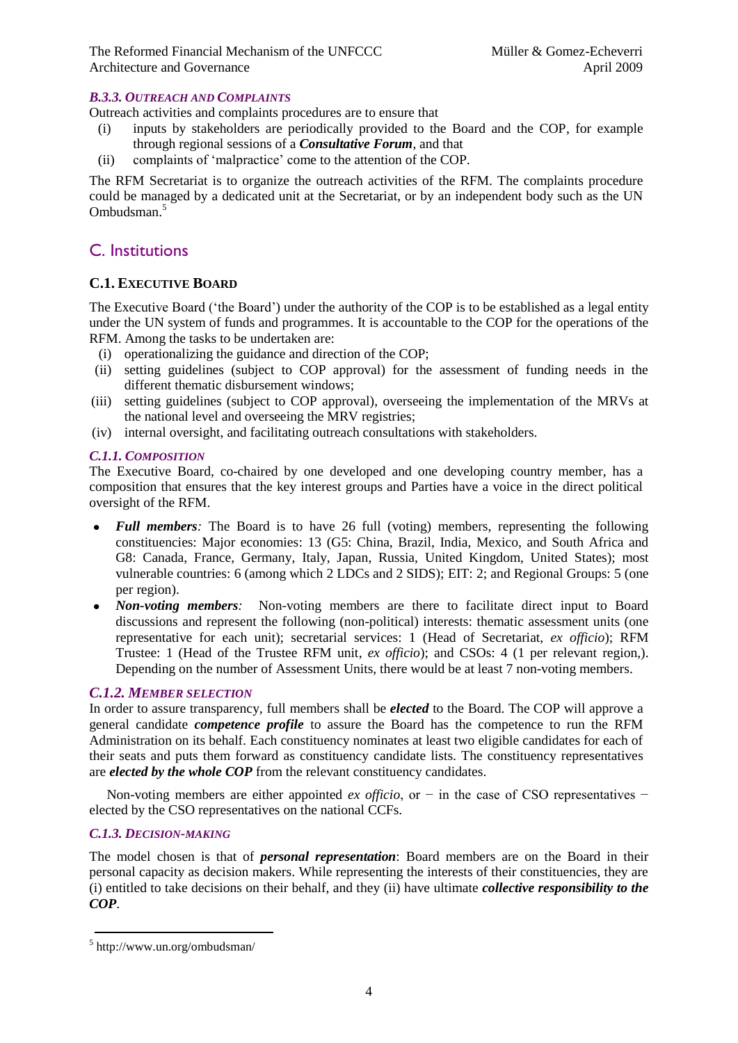#### *B.3.3. OUTREACH AND COMPLAINTS*

Outreach activities and complaints procedures are to ensure that

(i) inputs by stakeholders are periodically provided to the Board and the COP, for example through regional sessions of a ***Consultative Forum***, and that
(ii) complaints of 'malpractice' come to the attention of the COP.

The RFM Secretariat is to organize the outreach activities of the RFM. The complaints procedure could be managed by a dedicated unit at the Secretariat, or by an independent body such as the UN Ombudsman.[5]

## C. Institutions

### C.1. EXECUTIVE BOARD

The Executive Board ('the Board') under the authority of the COP is to be established as a legal entity under the UN system of funds and programmes. It is accountable to the COP for the operations of the RFM. Among the tasks to be undertaken are:

(i) operationalizing the guidance and direction of the COP;
(ii) setting guidelines (subject to COP approval) for the assessment of funding needs in the different thematic disbursement windows;
(iii) setting guidelines (subject to COP approval), overseeing the implementation of the MRVs at the national level and overseeing the MRV registries;
(iv) internal oversight, and facilitating outreach consultations with stakeholders.

#### *C.1.1. COMPOSITION*

The Executive Board, co-chaired by one developed and one developing country member, has a composition that ensures that the key interest groups and Parties have a voice in the direct political oversight of the RFM.

- ***Full members**:* The Board is to have 26 full (voting) members, representing the following constituencies: Major economies: 13 (G5: China, Brazil, India, Mexico, and South Africa and G8: Canada, France, Germany, Italy, Japan, Russia, United Kingdom, United States); most vulnerable countries: 6 (among which 2 LDCs and 2 SIDS); EIT: 2; and Regional Groups: 5 (one per region).
- ***Non-voting members**:* Non-voting members are there to facilitate direct input to Board discussions and represent the following (non-political) interests: thematic assessment units (one representative for each unit); secretarial services: 1 (Head of Secretariat, *ex officio*); RFM Trustee: 1 (Head of the Trustee RFM unit, *ex officio*); and CSOs: 4 (1 per relevant region,). Depending on the number of Assessment Units, there would be at least 7 non-voting members.

#### *C.1.2. MEMBER SELECTION*

In order to assure transparency, full members shall be ***elected*** to the Board. The COP will approve a general candidate ***competence profile*** to assure the Board has the competence to run the RFM Administration on its behalf. Each constituency nominates at least two eligible candidates for each of their seats and puts them forward as constituency candidate lists. The constituency representatives are ***elected by the whole COP*** from the relevant constituency candidates.

Non-voting members are either appointed *ex officio*, or − in the case of CSO representatives − elected by the CSO representatives on the national CCFs.

#### *C.1.3. DECISION-MAKING*

The model chosen is that of ***personal representation***: Board members are on the Board in their personal capacity as decision makers. While representing the interests of their constituencies, they are (i) entitled to take decisions on their behalf, and they (ii) have ultimate ***collective responsibility to the COP***.

[5] http://www.un.org/ombudsman/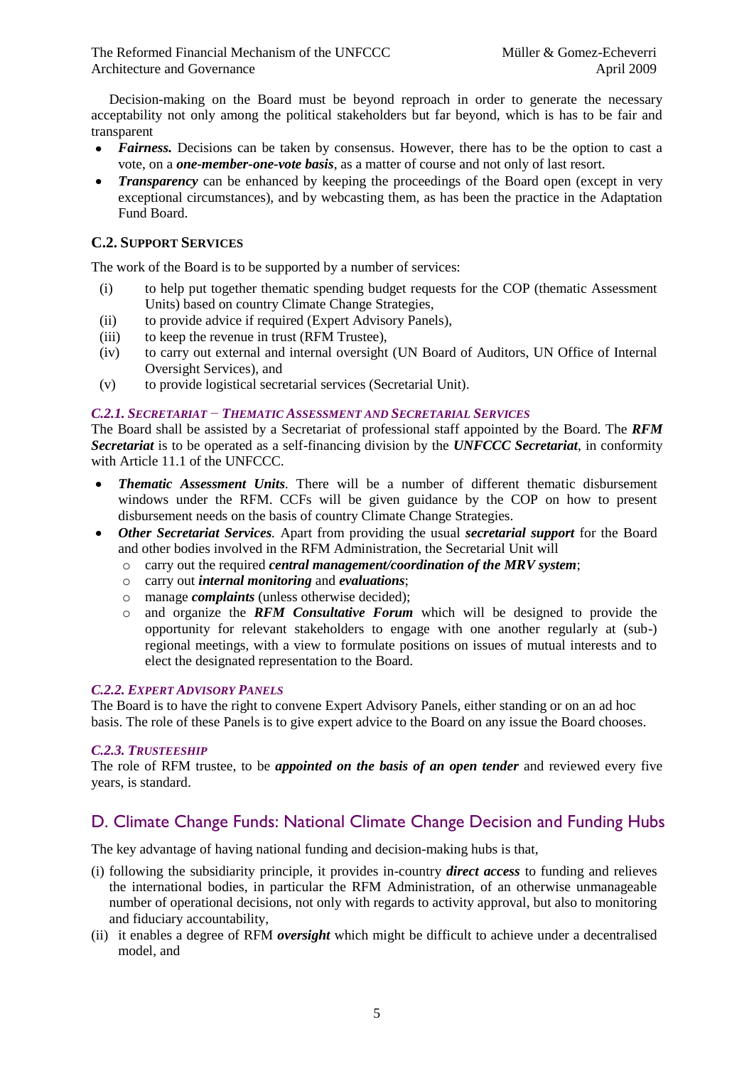Decision-making on the Board must be beyond reproach in order to generate the necessary acceptability not only among the political stakeholders but far beyond, which is has to be fair and transparent

- ***Fairness.*** Decisions can be taken by consensus. However, there has to be the option to cast a vote, on a ***one-member-one-vote basis***, as a matter of course and not only of last resort.
- ***Transparency*** can be enhanced by keeping the proceedings of the Board open (except in very exceptional circumstances), and by webcasting them, as has been the practice in the Adaptation Fund Board.

### C.2. Support Services

The work of the Board is to be supported by a number of services:

(i) to help put together thematic spending budget requests for the COP (thematic Assessment Units) based on country Climate Change Strategies,
(ii) to provide advice if required (Expert Advisory Panels),
(iii) to keep the revenue in trust (RFM Trustee),
(iv) to carry out external and internal oversight (UN Board of Auditors, UN Office of Internal Oversight Services), and
(v) to provide logistical secretarial services (Secretarial Unit).

#### *C.2.1. Secretariat – Thematic Assessment and Secretarial Services*

The Board shall be assisted by a Secretariat of professional staff appointed by the Board. The ***RFM Secretariat*** is to be operated as a self-financing division by the ***UNFCCC Secretariat***, in conformity with Article 11.1 of the UNFCCC.

- ***Thematic Assessment Units****.* There will be a number of different thematic disbursement windows under the RFM. CCFs will be given guidance by the COP on how to present disbursement needs on the basis of country Climate Change Strategies.
- ***Other Secretariat Services****.* Apart from providing the usual ***secretarial support*** for the Board and other bodies involved in the RFM Administration, the Secretarial Unit will
  - carry out the required ***central management/coordination of the MRV system***;
  - carry out ***internal monitoring*** and ***evaluations***;
  - manage ***complaints*** (unless otherwise decided);
  - and organize the ***RFM Consultative Forum*** which will be designed to provide the opportunity for relevant stakeholders to engage with one another regularly at (sub-) regional meetings, with a view to formulate positions on issues of mutual interests and to elect the designated representation to the Board.

#### *C.2.2. Expert Advisory Panels*

The Board is to have the right to convene Expert Advisory Panels, either standing or on an ad hoc basis. The role of these Panels is to give expert advice to the Board on any issue the Board chooses.

#### *C.2.3. Trusteeship*

The role of RFM trustee, to be ***appointed on the basis of an open tender*** and reviewed every five years, is standard.

## D. Climate Change Funds: National Climate Change Decision and Funding Hubs

The key advantage of having national funding and decision-making hubs is that,

(i) following the subsidiarity principle, it provides in-country ***direct access*** to funding and relieves the international bodies, in particular the RFM Administration, of an otherwise unmanageable number of operational decisions, not only with regards to activity approval, but also to monitoring and fiduciary accountability,
(ii) it enables a degree of RFM ***oversight*** which might be difficult to achieve under a decentralised model, and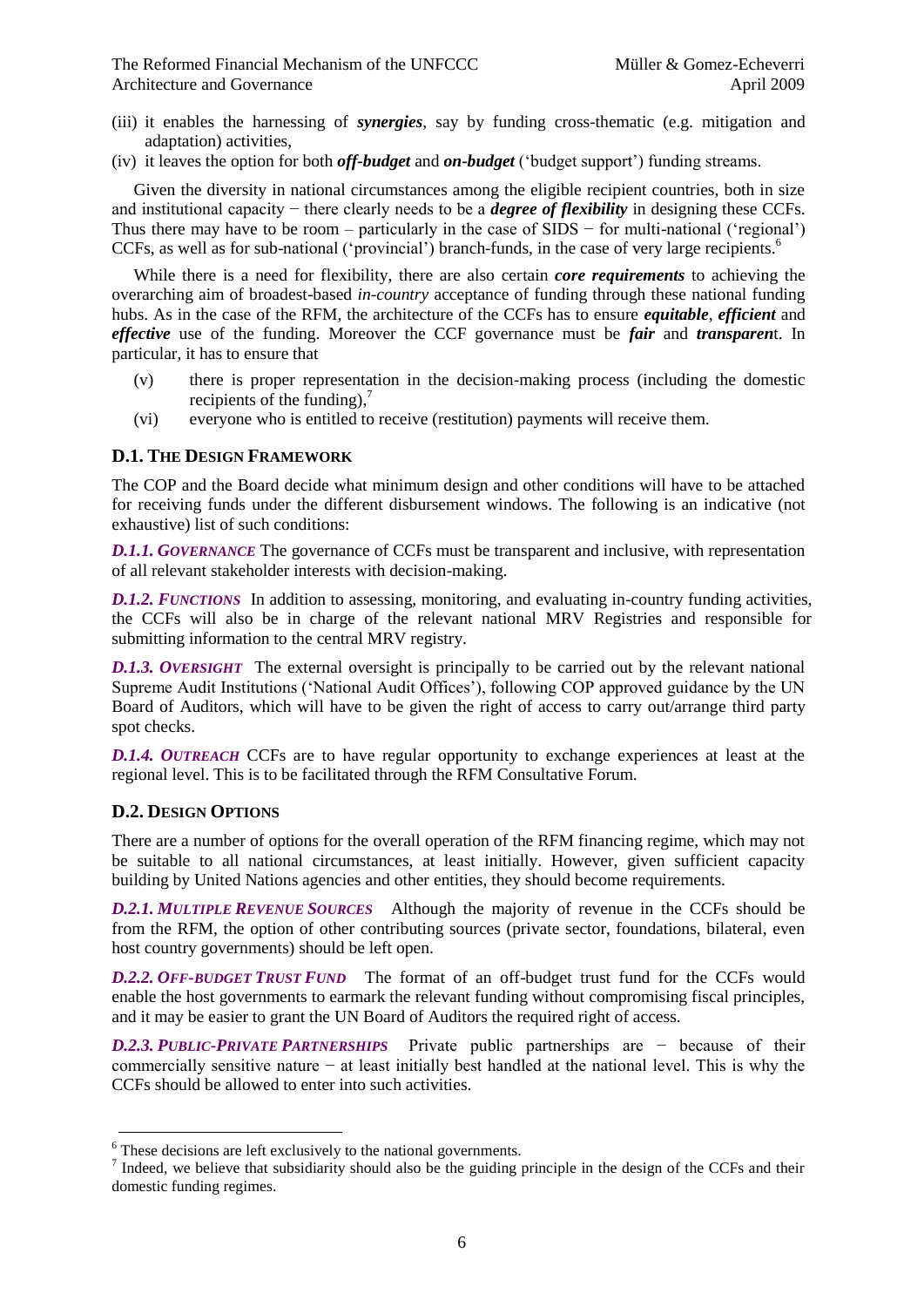(iii) it enables the harnessing of ***synergies***, say by funding cross-thematic (e.g. mitigation and adaptation) activities,

(iv) it leaves the option for both ***off-budget*** and ***on-budget*** ('budget support') funding streams.

Given the diversity in national circumstances among the eligible recipient countries, both in size and institutional capacity − there clearly needs to be a ***degree of flexibility*** in designing these CCFs. Thus there may have to be room – particularly in the case of SIDS − for multi-national ('regional') CCFs, as well as for sub-national ('provincial') branch-funds, in the case of very large recipients.[6]

While there is a need for flexibility, there are also certain ***core requirements*** to achieving the overarching aim of broadest-based *in-country* acceptance of funding through these national funding hubs. As in the case of the RFM, the architecture of the CCFs has to ensure ***equitable***, ***efficient*** and ***effective*** use of the funding. Moreover the CCF governance must be ***fair*** and ***transparen***t. In particular, it has to ensure that

(v) there is proper representation in the decision-making process (including the domestic recipients of the funding),[7]

(vi) everyone who is entitled to receive (restitution) payments will receive them.

### D.1. The Design Framework

The COP and the Board decide what minimum design and other conditions will have to be attached for receiving funds under the different disbursement windows. The following is an indicative (not exhaustive) list of such conditions:

***D.1.1. Governance*** The governance of CCFs must be transparent and inclusive, with representation of all relevant stakeholder interests with decision-making.

***D.1.2. Functions*** In addition to assessing, monitoring, and evaluating in-country funding activities, the CCFs will also be in charge of the relevant national MRV Registries and responsible for submitting information to the central MRV registry.

***D.1.3. Oversight*** The external oversight is principally to be carried out by the relevant national Supreme Audit Institutions ('National Audit Offices'), following COP approved guidance by the UN Board of Auditors, which will have to be given the right of access to carry out/arrange third party spot checks.

***D.1.4. Outreach*** CCFs are to have regular opportunity to exchange experiences at least at the regional level. This is to be facilitated through the RFM Consultative Forum.

### D.2. Design Options

There are a number of options for the overall operation of the RFM financing regime, which may not be suitable to all national circumstances, at least initially. However, given sufficient capacity building by United Nations agencies and other entities, they should become requirements.

***D.2.1. Multiple Revenue Sources*** Although the majority of revenue in the CCFs should be from the RFM, the option of other contributing sources (private sector, foundations, bilateral, even host country governments) should be left open.

***D.2.2. Off-budget Trust Fund*** The format of an off-budget trust fund for the CCFs would enable the host governments to earmark the relevant funding without compromising fiscal principles, and it may be easier to grant the UN Board of Auditors the required right of access.

***D.2.3. Public-Private Partnerships*** Private public partnerships are − because of their commercially sensitive nature − at least initially best handled at the national level. This is why the CCFs should be allowed to enter into such activities.

---

[6] These decisions are left exclusively to the national governments.

[7] Indeed, we believe that subsidiarity should also be the guiding principle in the design of the CCFs and their domestic funding regimes.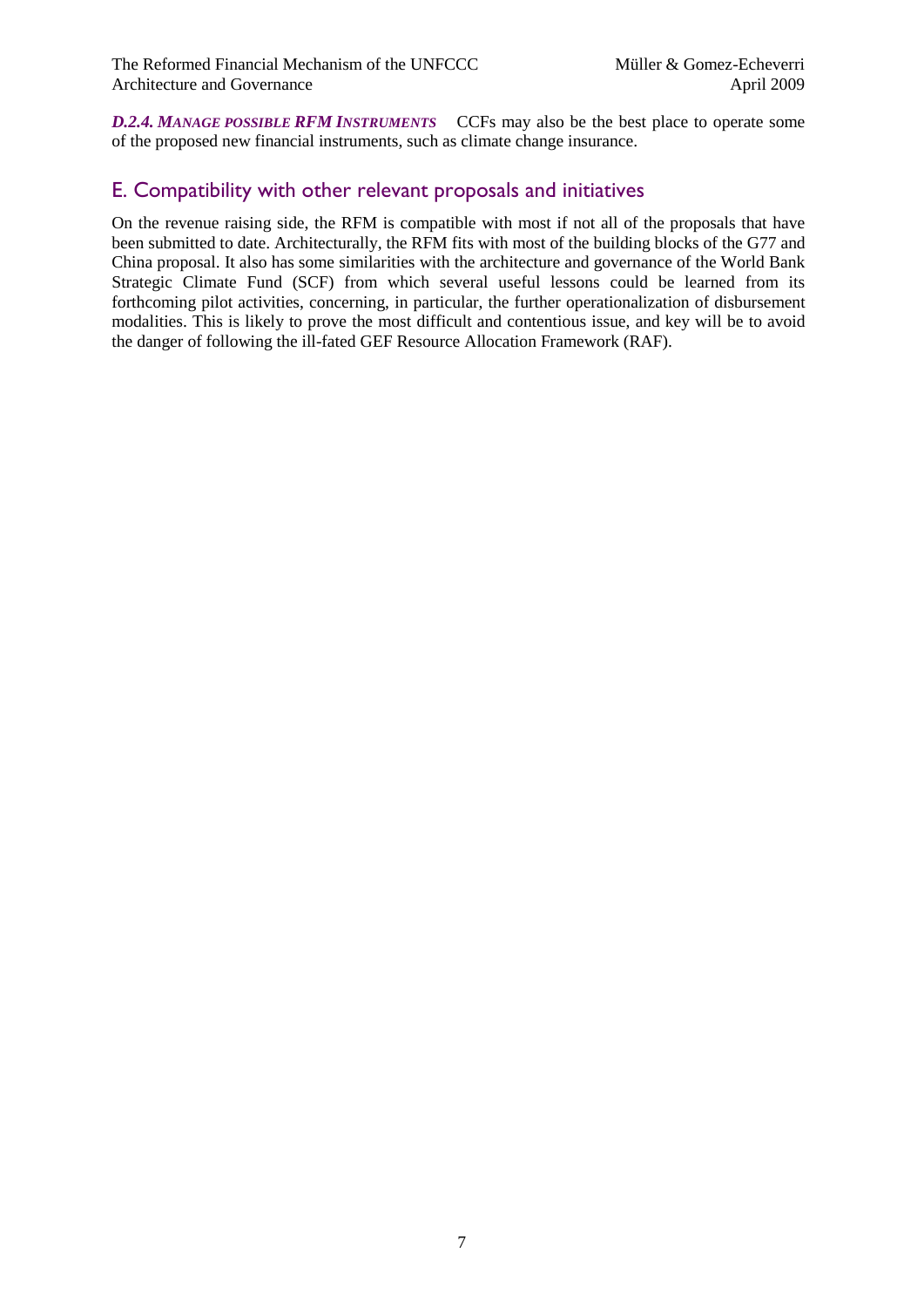***D.2.4. Manage possible RFM Instruments*** CCFs may also be the best place to operate some of the proposed new financial instruments, such as climate change insurance.

## E. Compatibility with other relevant proposals and initiatives

On the revenue raising side, the RFM is compatible with most if not all of the proposals that have been submitted to date. Architecturally, the RFM fits with most of the building blocks of the G77 and China proposal. It also has some similarities with the architecture and governance of the World Bank Strategic Climate Fund (SCF) from which several useful lessons could be learned from its forthcoming pilot activities, concerning, in particular, the further operationalization of disbursement modalities. This is likely to prove the most difficult and contentious issue, and key will be to avoid the danger of following the ill-fated GEF Resource Allocation Framework (RAF).